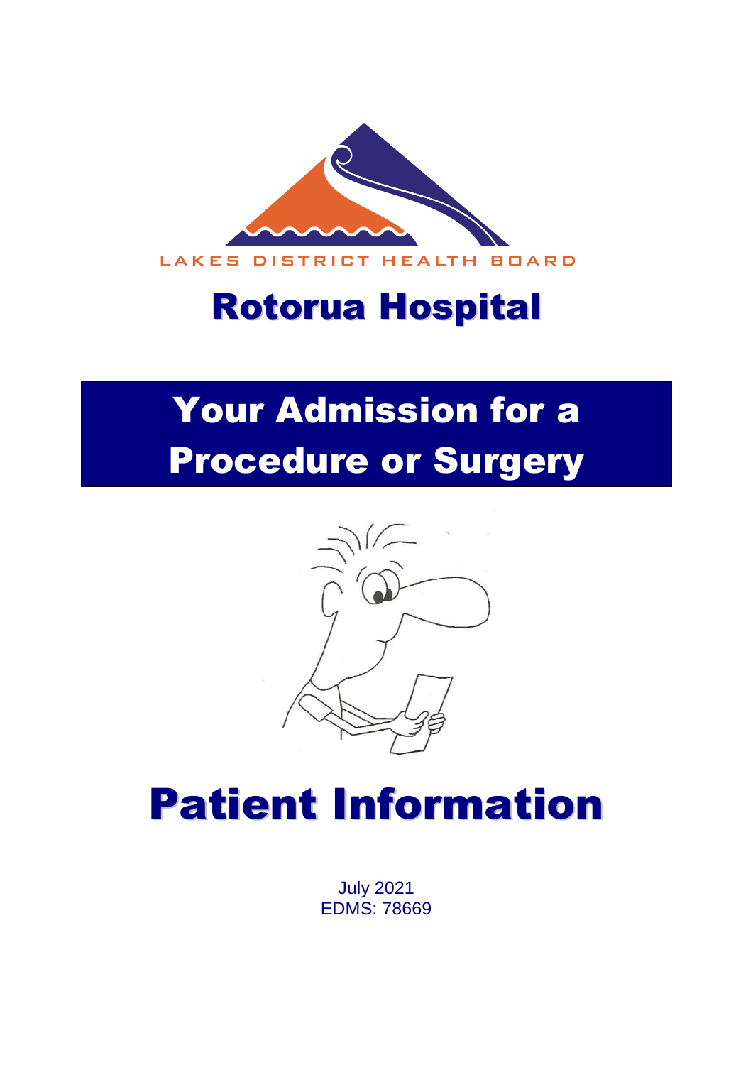LAKES DISTRICT HEALTH BOARD

# Rotorua Hospital

# Your Admission for a Procedure or Surgery

# Patient Information

July 2021
EDMS: 78669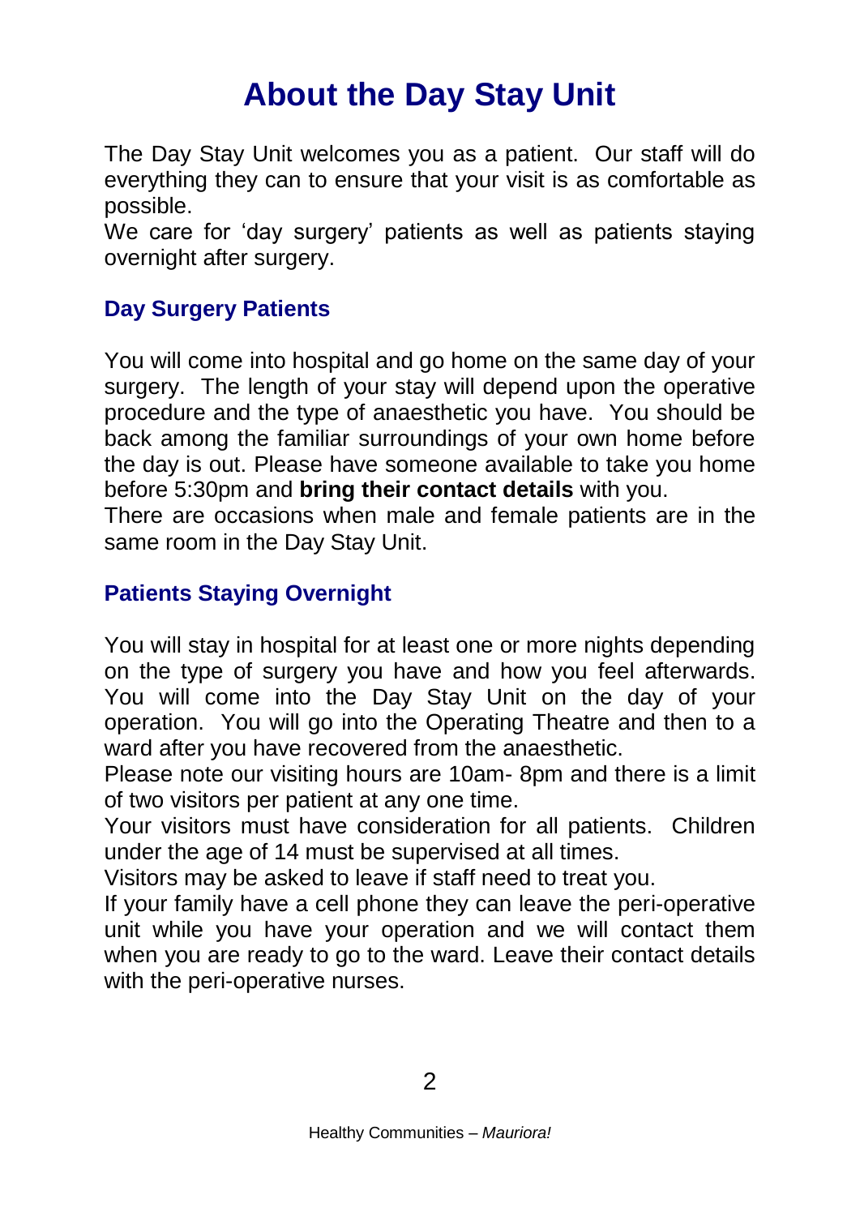# About the Day Stay Unit

The Day Stay Unit welcomes you as a patient. Our staff will do everything they can to ensure that your visit is as comfortable as possible.

We care for 'day surgery' patients as well as patients staying overnight after surgery.

## Day Surgery Patients

You will come into hospital and go home on the same day of your surgery. The length of your stay will depend upon the operative procedure and the type of anaesthetic you have. You should be back among the familiar surroundings of your own home before the day is out. Please have someone available to take you home before 5:30pm and **bring their contact details** with you.

There are occasions when male and female patients are in the same room in the Day Stay Unit.

## Patients Staying Overnight

You will stay in hospital for at least one or more nights depending on the type of surgery you have and how you feel afterwards. You will come into the Day Stay Unit on the day of your operation. You will go into the Operating Theatre and then to a ward after you have recovered from the anaesthetic.

Please note our visiting hours are 10am- 8pm and there is a limit of two visitors per patient at any one time.

Your visitors must have consideration for all patients. Children under the age of 14 must be supervised at all times.

Visitors may be asked to leave if staff need to treat you.

If your family have a cell phone they can leave the peri-operative unit while you have your operation and we will contact them when you are ready to go to the ward. Leave their contact details with the peri-operative nurses.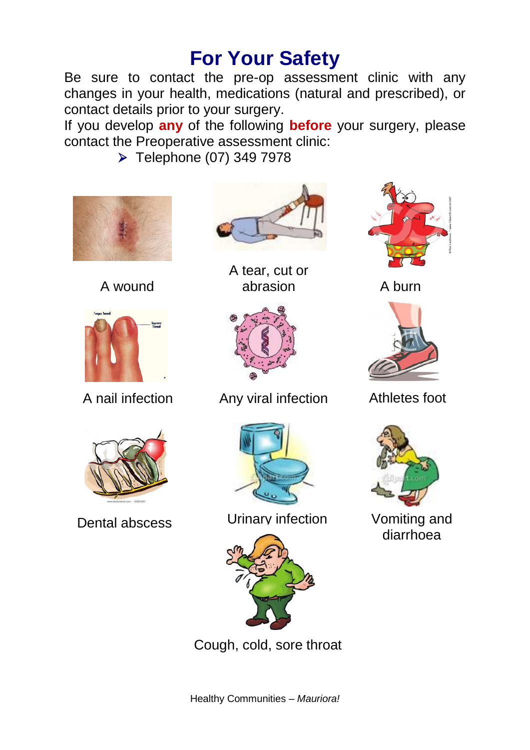# For Your Safety

Be sure to contact the pre-op assessment clinic with any changes in your health, medications (natural and prescribed), or contact details prior to your surgery.

If you develop **any** of the following **before** your surgery, please contact the Preoperative assessment clinic:

- Telephone (07) 349 7978

A wound

A tear, cut or abrasion

A burn

A nail infection

Any viral infection

Athletes foot

Dental abscess

Urinary infection

Vomiting and diarrhoea

Cough, cold, sore throat

Healthy Communities – *Mauriora!*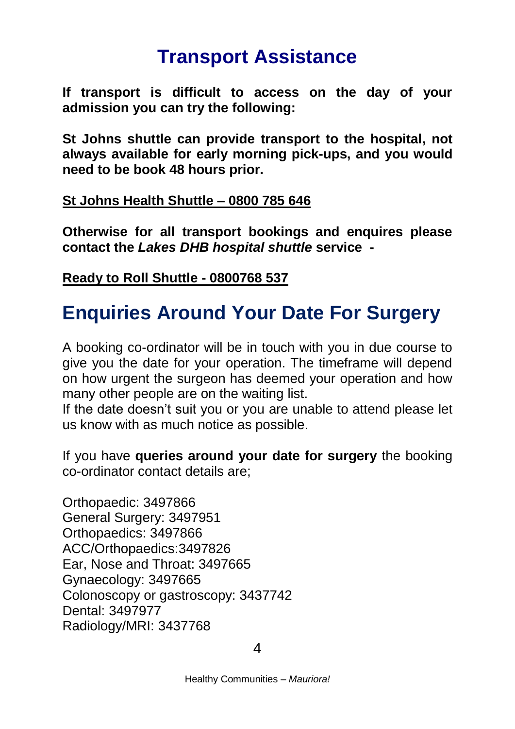# Transport Assistance

**If transport is difficult to access on the day of your admission you can try the following:**

**St Johns shuttle can provide transport to the hospital, not always available for early morning pick-ups, and you would need to be book 48 hours prior.**

**St Johns Health Shuttle – 0800 785 646**

**Otherwise for all transport bookings and enquires please contact the *Lakes DHB hospital shuttle* service -**

**Ready to Roll Shuttle - 0800768 537**

# Enquiries Around Your Date For Surgery

A booking co-ordinator will be in touch with you in due course to give you the date for your operation. The timeframe will depend on how urgent the surgeon has deemed your operation and how many other people are on the waiting list.
If the date doesn't suit you or you are unable to attend please let us know with as much notice as possible.

If you have **queries around your date for surgery** the booking co-ordinator contact details are;

Orthopaedic: 3497866
General Surgery: 3497951
Orthopaedics: 3497866
ACC/Orthopaedics:3497826
Ear, Nose and Throat: 3497665
Gynaecology: 3497665
Colonoscopy or gastroscopy: 3437742
Dental: 3497977
Radiology/MRI: 3437768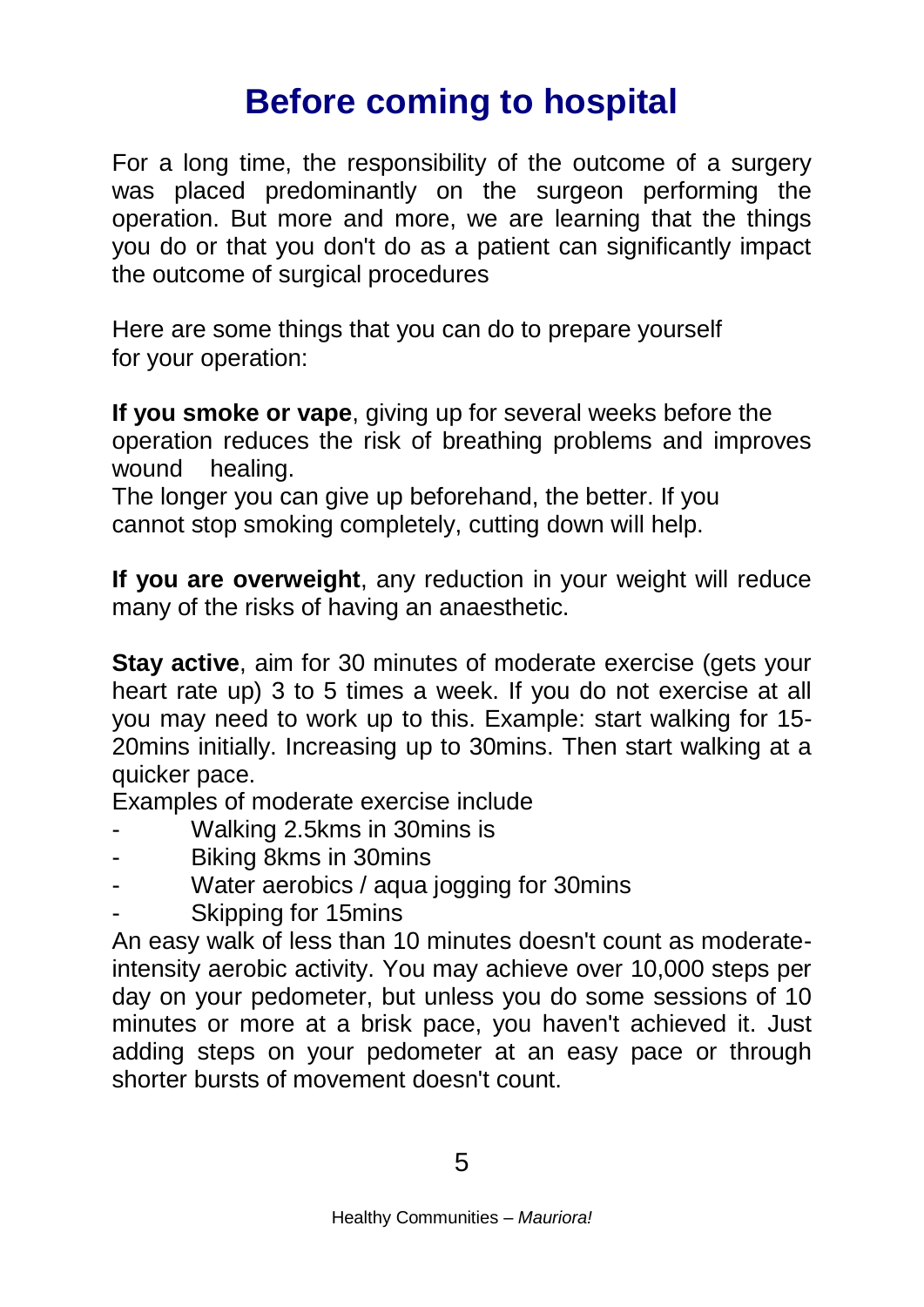# Before coming to hospital

For a long time, the responsibility of the outcome of a surgery was placed predominantly on the surgeon performing the operation. But more and more, we are learning that the things you do or that you don't do as a patient can significantly impact the outcome of surgical procedures

Here are some things that you can do to prepare yourself for your operation:

**If you smoke or vape**, giving up for several weeks before the operation reduces the risk of breathing problems and improves wound healing.
The longer you can give up beforehand, the better. If you cannot stop smoking completely, cutting down will help.

**If you are overweight**, any reduction in your weight will reduce many of the risks of having an anaesthetic.

**Stay active**, aim for 30 minutes of moderate exercise (gets your heart rate up) 3 to 5 times a week. If you do not exercise at all you may need to work up to this. Example: start walking for 15-20mins initially. Increasing up to 30mins. Then start walking at a quicker pace.
Examples of moderate exercise include

- Walking 2.5kms in 30mins is
- Biking 8kms in 30mins
- Water aerobics / aqua jogging for 30mins
- Skipping for 15mins

An easy walk of less than 10 minutes doesn't count as moderate-intensity aerobic activity. You may achieve over 10,000 steps per day on your pedometer, but unless you do some sessions of 10 minutes or more at a brisk pace, you haven't achieved it. Just adding steps on your pedometer at an easy pace or through shorter bursts of movement doesn't count.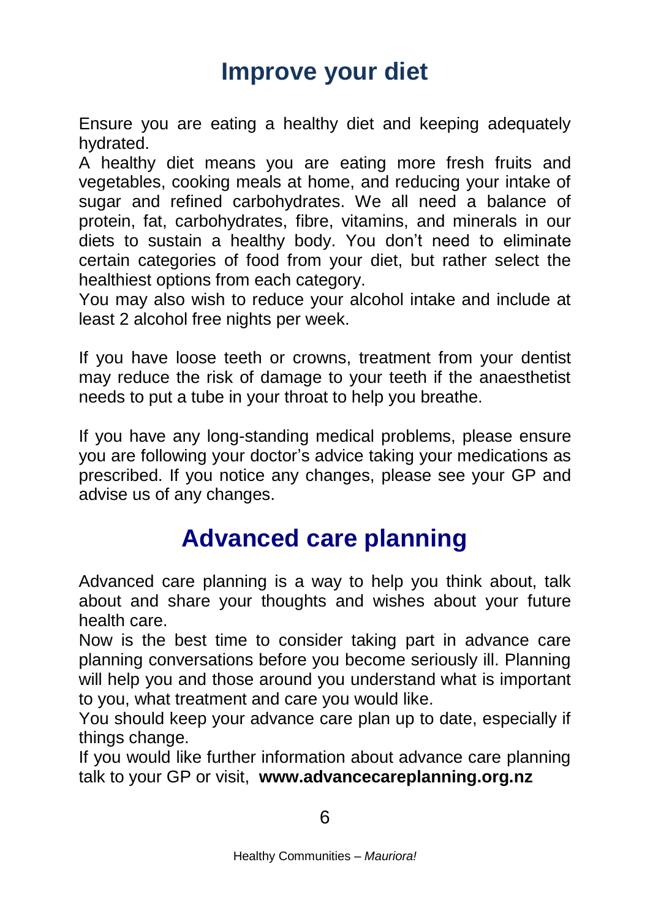## Improve your diet

Ensure you are eating a healthy diet and keeping adequately hydrated.

A healthy diet means you are eating more fresh fruits and vegetables, cooking meals at home, and reducing your intake of sugar and refined carbohydrates. We all need a balance of protein, fat, carbohydrates, fibre, vitamins, and minerals in our diets to sustain a healthy body. You don't need to eliminate certain categories of food from your diet, but rather select the healthiest options from each category.

You may also wish to reduce your alcohol intake and include at least 2 alcohol free nights per week.

If you have loose teeth or crowns, treatment from your dentist may reduce the risk of damage to your teeth if the anaesthetist needs to put a tube in your throat to help you breathe.

If you have any long-standing medical problems, please ensure you are following your doctor's advice taking your medications as prescribed. If you notice any changes, please see your GP and advise us of any changes.

## Advanced care planning

Advanced care planning is a way to help you think about, talk about and share your thoughts and wishes about your future health care.

Now is the best time to consider taking part in advance care planning conversations before you become seriously ill. Planning will help you and those around you understand what is important to you, what treatment and care you would like.

You should keep your advance care plan up to date, especially if things change.

If you would like further information about advance care planning talk to your GP or visit, **www.advancecareplanning.org.nz**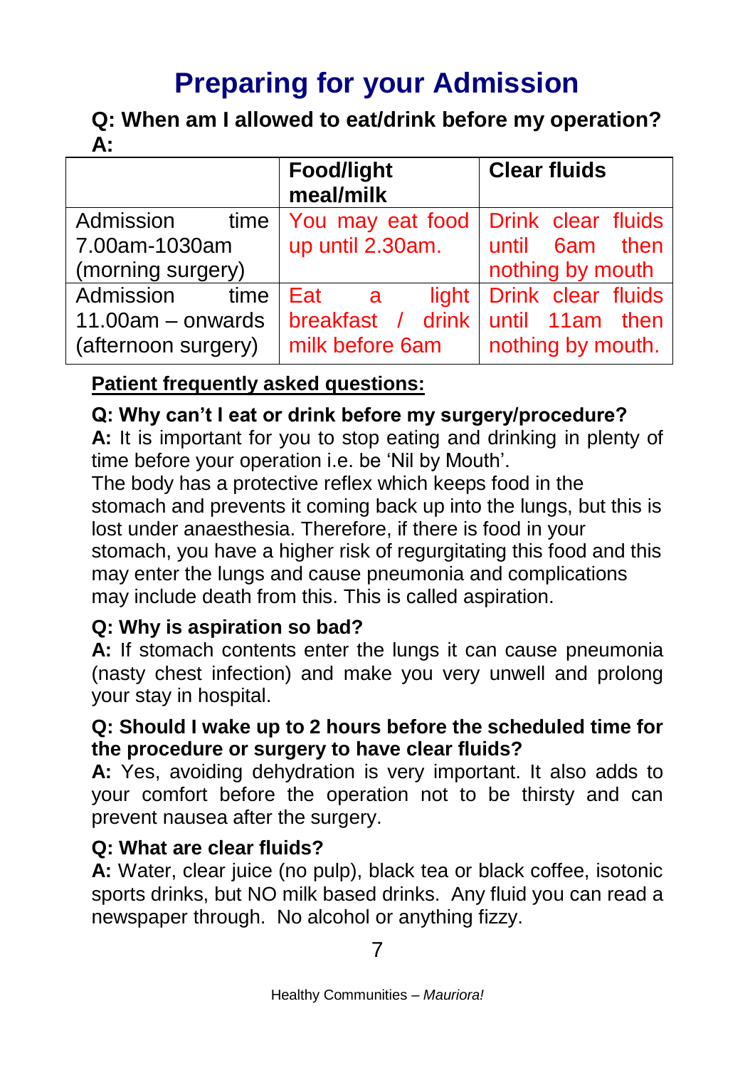# Preparing for your Admission

**Q: When am I allowed to eat/drink before my operation?**
**A:**

| | **Food/light meal/milk** | **Clear fluids** |
|---|---|---|
| Admission time 7.00am-1030am (morning surgery) | You may eat food up until 2.30am. | Drink clear fluids until 6am then nothing by mouth |
| Admission time 11.00am – onwards (afternoon surgery) | Eat a light breakfast / drink milk before 6am | Drink clear fluids until 11am then nothing by mouth. |

**Patient frequently asked questions:**

**Q: Why can't I eat or drink before my surgery/procedure?**
**A:** It is important for you to stop eating and drinking in plenty of time before your operation i.e. be 'Nil by Mouth'.
The body has a protective reflex which keeps food in the stomach and prevents it coming back up into the lungs, but this is lost under anaesthesia. Therefore, if there is food in your stomach, you have a higher risk of regurgitating this food and this may enter the lungs and cause pneumonia and complications may include death from this. This is called aspiration.

**Q: Why is aspiration so bad?**
**A:** If stomach contents enter the lungs it can cause pneumonia (nasty chest infection) and make you very unwell and prolong your stay in hospital.

**Q: Should I wake up to 2 hours before the scheduled time for the procedure or surgery to have clear fluids?**
**A:** Yes, avoiding dehydration is very important. It also adds to your comfort before the operation not to be thirsty and can prevent nausea after the surgery.

**Q: What are clear fluids?**
**A:** Water, clear juice (no pulp), black tea or black coffee, isotonic sports drinks, but NO milk based drinks. Any fluid you can read a newspaper through. No alcohol or anything fizzy.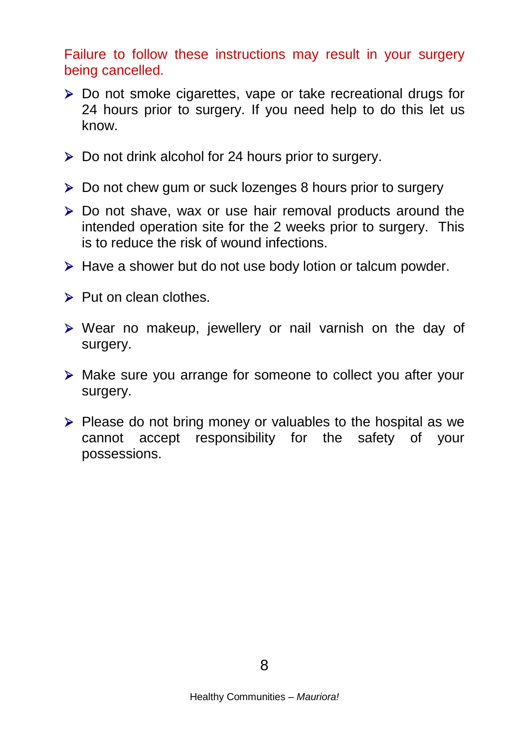Failure to follow these instructions may result in your surgery being cancelled.

- Do not smoke cigarettes, vape or take recreational drugs for 24 hours prior to surgery. If you need help to do this let us know.
- Do not drink alcohol for 24 hours prior to surgery.
- Do not chew gum or suck lozenges 8 hours prior to surgery
- Do not shave, wax or use hair removal products around the intended operation site for the 2 weeks prior to surgery. This is to reduce the risk of wound infections.
- Have a shower but do not use body lotion or talcum powder.
- Put on clean clothes.
- Wear no makeup, jewellery or nail varnish on the day of surgery.
- Make sure you arrange for someone to collect you after your surgery.
- Please do not bring money or valuables to the hospital as we cannot accept responsibility for the safety of your possessions.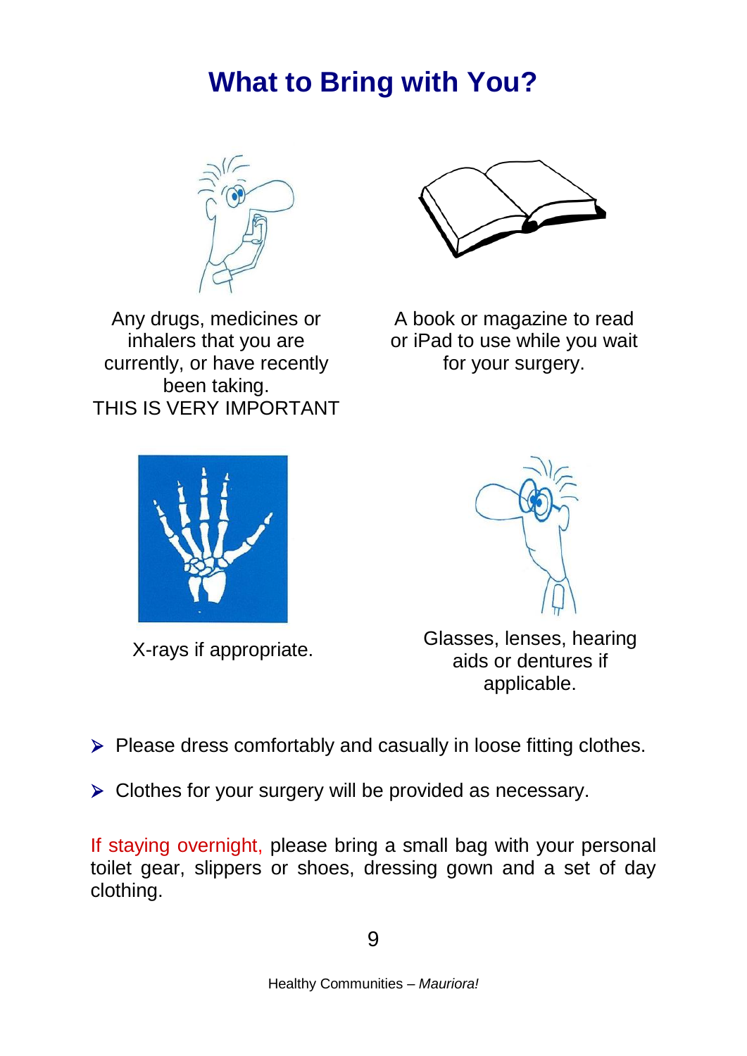# What to Bring with You?

Any drugs, medicines or inhalers that you are currently, or have recently been taking.
THIS IS VERY IMPORTANT

A book or magazine to read or iPad to use while you wait for your surgery.

X-rays if appropriate.

Glasses, lenses, hearing aids or dentures if applicable.

- Please dress comfortably and casually in loose fitting clothes.
- Clothes for your surgery will be provided as necessary.

If staying overnight, please bring a small bag with your personal toilet gear, slippers or shoes, dressing gown and a set of day clothing.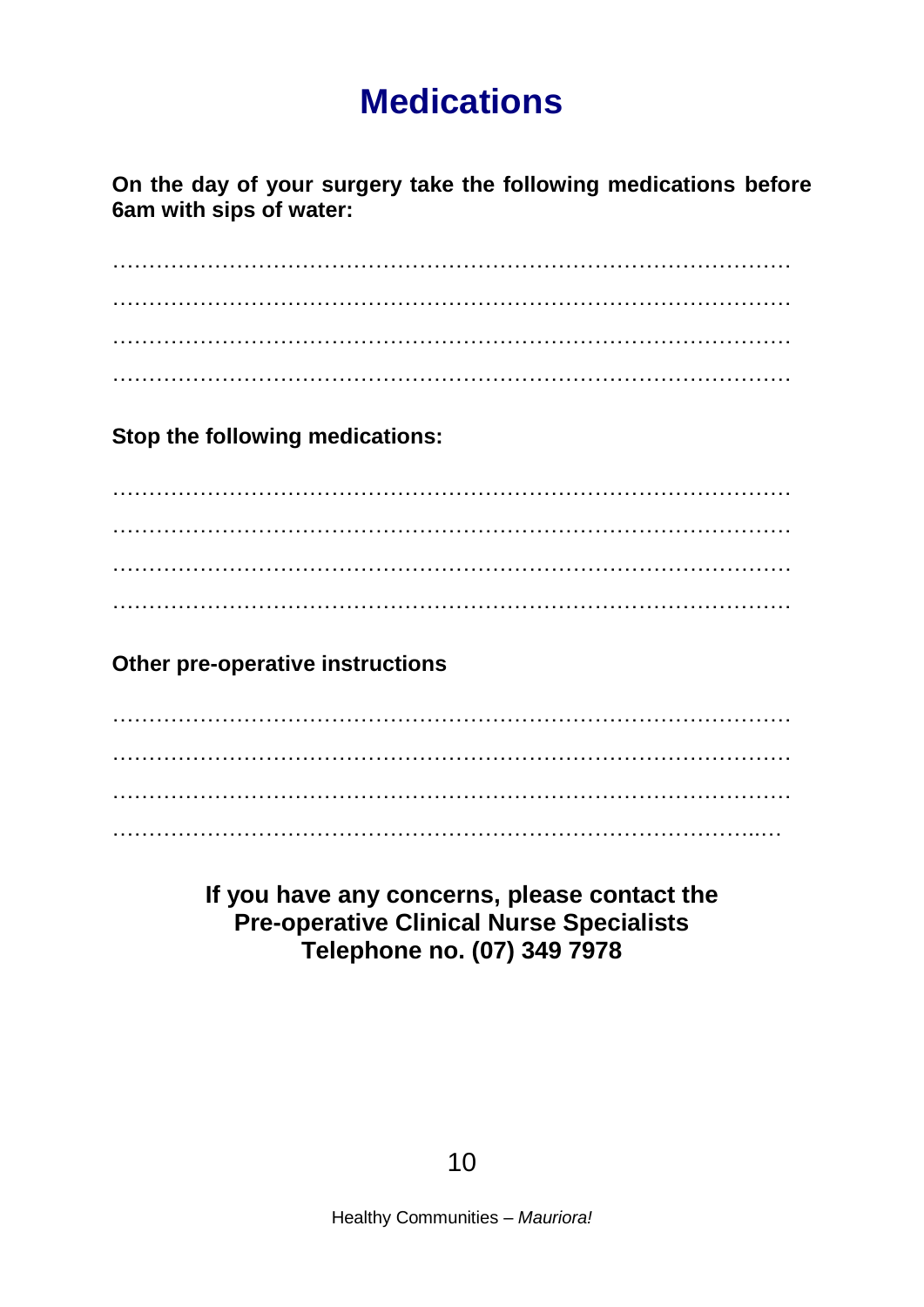# Medications

**On the day of your surgery take the following medications before 6am with sips of water:**

……………………………………………………………………………………

……………………………………………………………………………………

……………………………………………………………………………………

……………………………………………………………………………………

**Stop the following medications:**

……………………………………………………………………………………

……………………………………………………………………………………

……………………………………………………………………………………

……………………………………………………………………………………

**Other pre-operative instructions**

……………………………………………………………………………………

……………………………………………………………………………………

……………………………………………………………………………………

……………………………………………………………………………………

**If you have any concerns, please contact the**
**Pre-operative Clinical Nurse Specialists**
**Telephone no. (07) 349 7978**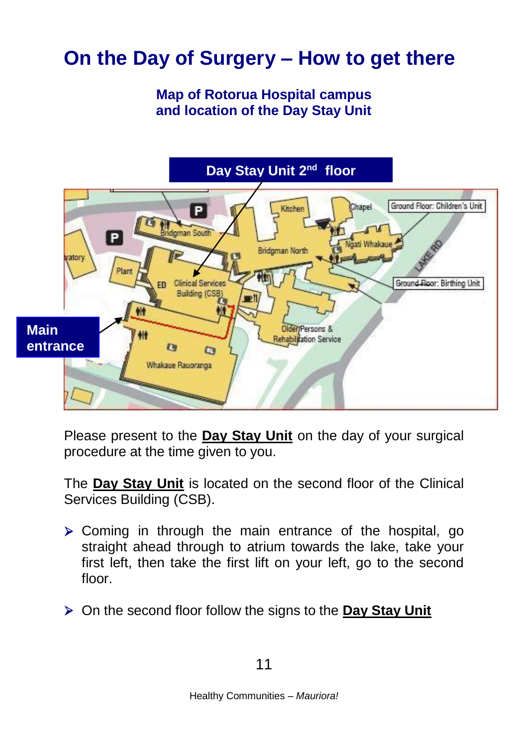# On the Day of Surgery – How to get there

**Map of Rotorua Hospital campus and location of the Day Stay Unit**

**Day Stay Unit 2nd floor**

**Main entrance**

Please present to the **Day Stay Unit** on the day of your surgical procedure at the time given to you.

The **Day Stay Unit** is located on the second floor of the Clinical Services Building (CSB).

- Coming in through the main entrance of the hospital, go straight ahead through to atrium towards the lake, take your first left, then take the first lift on your left, go to the second floor.
- On the second floor follow the signs to the **Day Stay Unit**

Healthy Communities – *Mauriora!*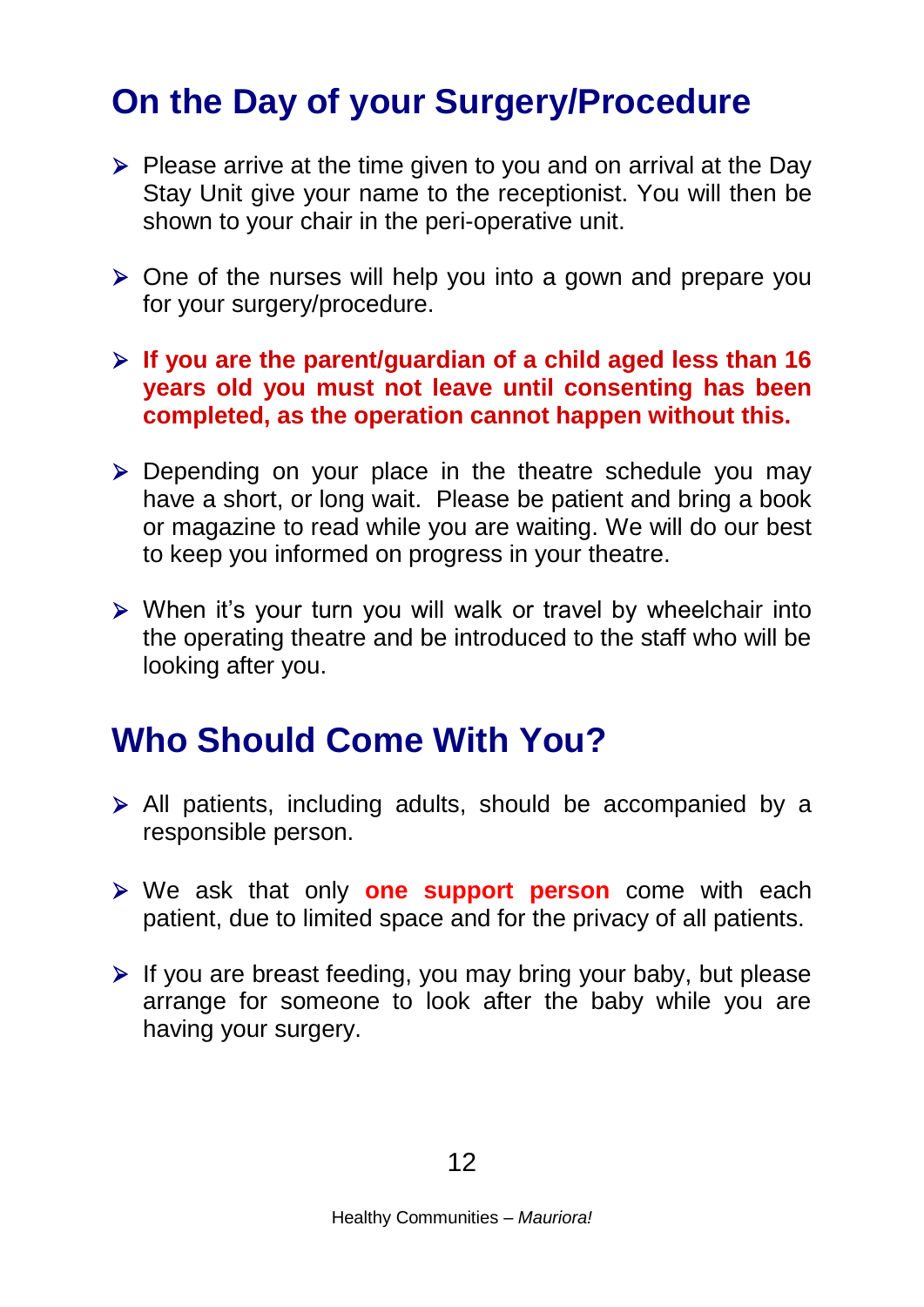## On the Day of your Surgery/Procedure

- Please arrive at the time given to you and on arrival at the Day Stay Unit give your name to the receptionist. You will then be shown to your chair in the peri-operative unit.
- One of the nurses will help you into a gown and prepare you for your surgery/procedure.
- **If you are the parent/guardian of a child aged less than 16 years old you must not leave until consenting has been completed, as the operation cannot happen without this.**
- Depending on your place in the theatre schedule you may have a short, or long wait. Please be patient and bring a book or magazine to read while you are waiting. We will do our best to keep you informed on progress in your theatre.
- When it's your turn you will walk or travel by wheelchair into the operating theatre and be introduced to the staff who will be looking after you.

## Who Should Come With You?

- All patients, including adults, should be accompanied by a responsible person.
- We ask that only **one support person** come with each patient, due to limited space and for the privacy of all patients.
- If you are breast feeding, you may bring your baby, but please arrange for someone to look after the baby while you are having your surgery.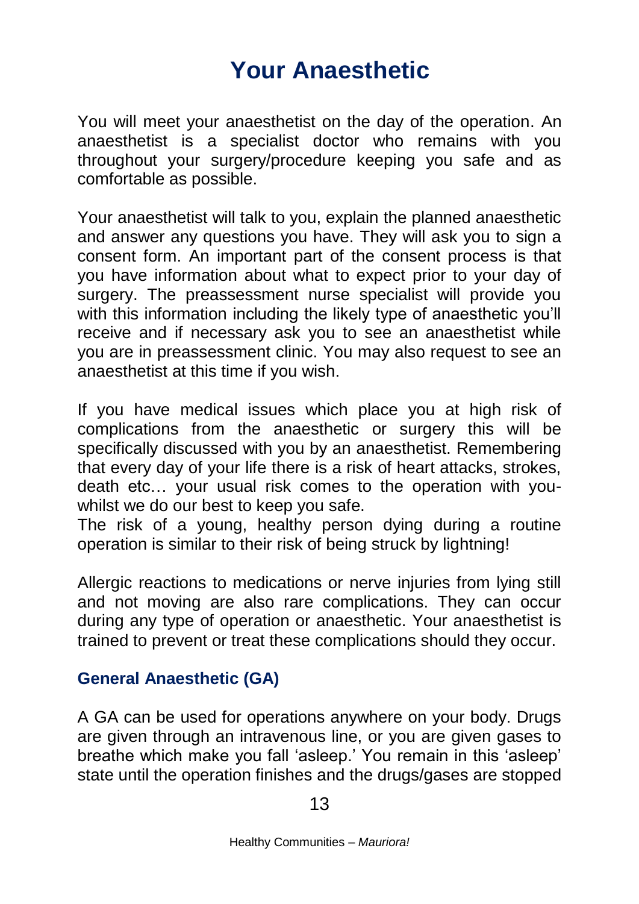# Your Anaesthetic

You will meet your anaesthetist on the day of the operation. An anaesthetist is a specialist doctor who remains with you throughout your surgery/procedure keeping you safe and as comfortable as possible.

Your anaesthetist will talk to you, explain the planned anaesthetic and answer any questions you have. They will ask you to sign a consent form. An important part of the consent process is that you have information about what to expect prior to your day of surgery. The preassessment nurse specialist will provide you with this information including the likely type of anaesthetic you'll receive and if necessary ask you to see an anaesthetist while you are in preassessment clinic. You may also request to see an anaesthetist at this time if you wish.

If you have medical issues which place you at high risk of complications from the anaesthetic or surgery this will be specifically discussed with you by an anaesthetist. Remembering that every day of your life there is a risk of heart attacks, strokes, death etc… your usual risk comes to the operation with you- whilst we do our best to keep you safe.
The risk of a young, healthy person dying during a routine operation is similar to their risk of being struck by lightning!

Allergic reactions to medications or nerve injuries from lying still and not moving are also rare complications. They can occur during any type of operation or anaesthetic. Your anaesthetist is trained to prevent or treat these complications should they occur.

## General Anaesthetic (GA)

A GA can be used for operations anywhere on your body. Drugs are given through an intravenous line, or you are given gases to breathe which make you fall 'asleep.' You remain in this 'asleep' state until the operation finishes and the drugs/gases are stopped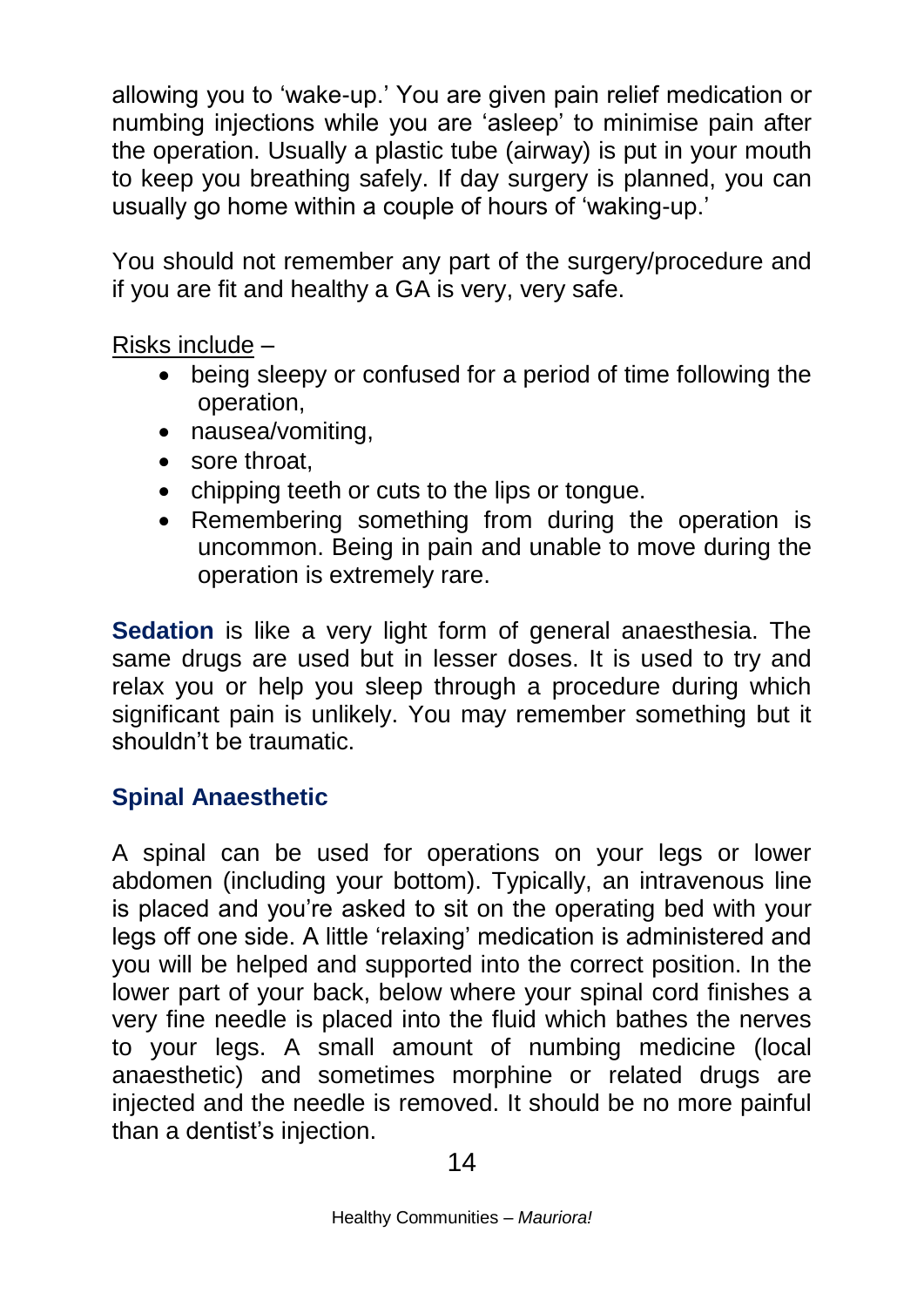allowing you to 'wake-up.' You are given pain relief medication or numbing injections while you are 'asleep' to minimise pain after the operation. Usually a plastic tube (airway) is put in your mouth to keep you breathing safely. If day surgery is planned, you can usually go home within a couple of hours of 'waking-up.'

You should not remember any part of the surgery/procedure and if you are fit and healthy a GA is very, very safe.

<u>Risks include</u> –

- being sleepy or confused for a period of time following the operation,
- nausea/vomiting,
- sore throat,
- chipping teeth or cuts to the lips or tongue.
- Remembering something from during the operation is uncommon. Being in pain and unable to move during the operation is extremely rare.

**Sedation** is like a very light form of general anaesthesia. The same drugs are used but in lesser doses. It is used to try and relax you or help you sleep through a procedure during which significant pain is unlikely. You may remember something but it shouldn't be traumatic.

## Spinal Anaesthetic

A spinal can be used for operations on your legs or lower abdomen (including your bottom). Typically, an intravenous line is placed and you're asked to sit on the operating bed with your legs off one side. A little 'relaxing' medication is administered and you will be helped and supported into the correct position. In the lower part of your back, below where your spinal cord finishes a very fine needle is placed into the fluid which bathes the nerves to your legs. A small amount of numbing medicine (local anaesthetic) and sometimes morphine or related drugs are injected and the needle is removed. It should be no more painful than a dentist's injection.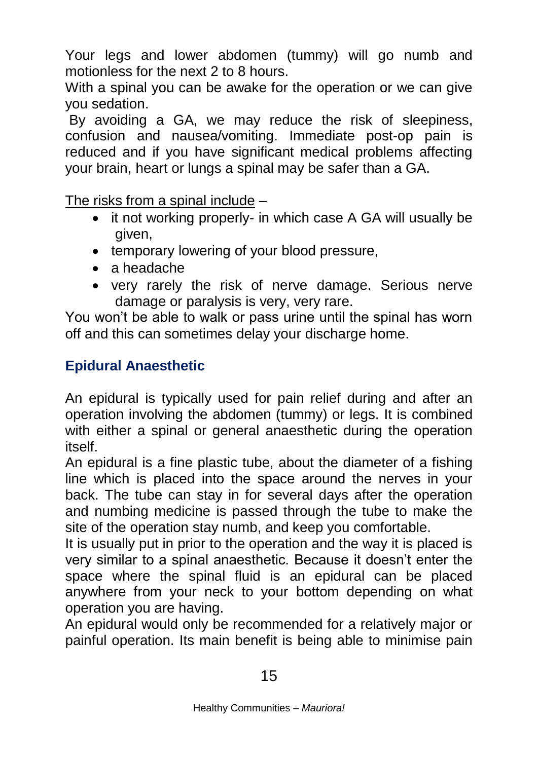Your legs and lower abdomen (tummy) will go numb and motionless for the next 2 to 8 hours.
With a spinal you can be awake for the operation or we can give you sedation.
By avoiding a GA, we may reduce the risk of sleepiness, confusion and nausea/vomiting. Immediate post-op pain is reduced and if you have significant medical problems affecting your brain, heart or lungs a spinal may be safer than a GA.

<u>The risks from a spinal include</u> –

- it not working properly- in which case A GA will usually be given,
- temporary lowering of your blood pressure,
- a headache
- very rarely the risk of nerve damage. Serious nerve damage or paralysis is very, very rare.

You won't be able to walk or pass urine until the spinal has worn off and this can sometimes delay your discharge home.

## Epidural Anaesthetic

An epidural is typically used for pain relief during and after an operation involving the abdomen (tummy) or legs. It is combined with either a spinal or general anaesthetic during the operation itself.
An epidural is a fine plastic tube, about the diameter of a fishing line which is placed into the space around the nerves in your back. The tube can stay in for several days after the operation and numbing medicine is passed through the tube to make the site of the operation stay numb, and keep you comfortable.
It is usually put in prior to the operation and the way it is placed is very similar to a spinal anaesthetic. Because it doesn't enter the space where the spinal fluid is an epidural can be placed anywhere from your neck to your bottom depending on what operation you are having.
An epidural would only be recommended for a relatively major or painful operation. Its main benefit is being able to minimise pain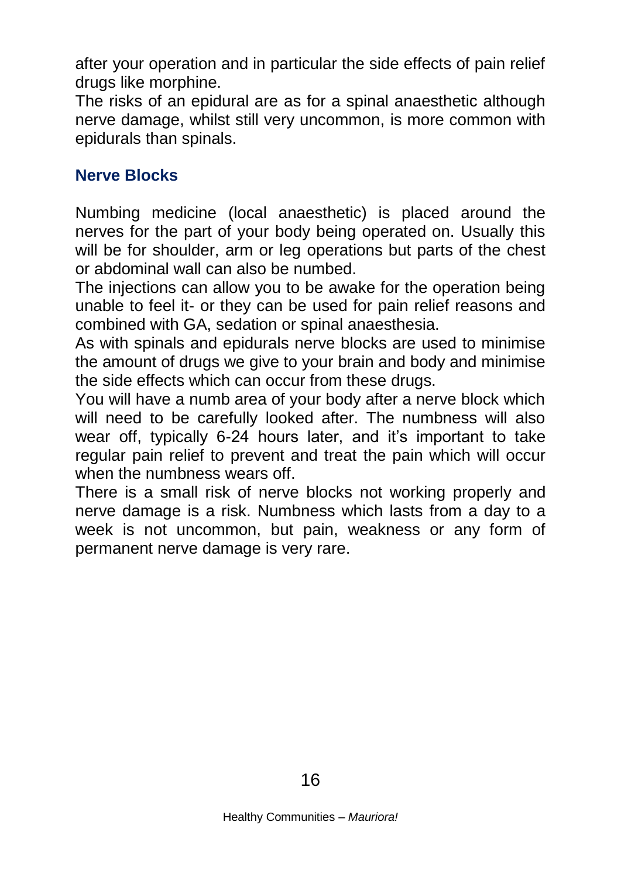after your operation and in particular the side effects of pain relief drugs like morphine.

The risks of an epidural are as for a spinal anaesthetic although nerve damage, whilst still very uncommon, is more common with epidurals than spinals.

## Nerve Blocks

Numbing medicine (local anaesthetic) is placed around the nerves for the part of your body being operated on. Usually this will be for shoulder, arm or leg operations but parts of the chest or abdominal wall can also be numbed.

The injections can allow you to be awake for the operation being unable to feel it- or they can be used for pain relief reasons and combined with GA, sedation or spinal anaesthesia.

As with spinals and epidurals nerve blocks are used to minimise the amount of drugs we give to your brain and body and minimise the side effects which can occur from these drugs.

You will have a numb area of your body after a nerve block which will need to be carefully looked after. The numbness will also wear off, typically 6-24 hours later, and it's important to take regular pain relief to prevent and treat the pain which will occur when the numbness wears off.

There is a small risk of nerve blocks not working properly and nerve damage is a risk. Numbness which lasts from a day to a week is not uncommon, but pain, weakness or any form of permanent nerve damage is very rare.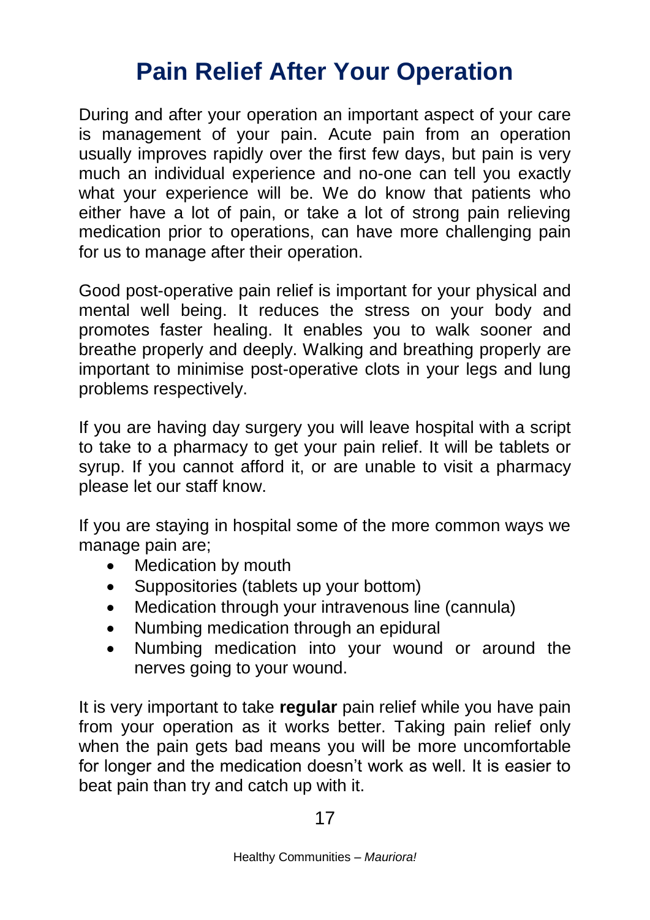# Pain Relief After Your Operation

During and after your operation an important aspect of your care is management of your pain. Acute pain from an operation usually improves rapidly over the first few days, but pain is very much an individual experience and no-one can tell you exactly what your experience will be. We do know that patients who either have a lot of pain, or take a lot of strong pain relieving medication prior to operations, can have more challenging pain for us to manage after their operation.

Good post-operative pain relief is important for your physical and mental well being. It reduces the stress on your body and promotes faster healing. It enables you to walk sooner and breathe properly and deeply. Walking and breathing properly are important to minimise post-operative clots in your legs and lung problems respectively.

If you are having day surgery you will leave hospital with a script to take to a pharmacy to get your pain relief. It will be tablets or syrup. If you cannot afford it, or are unable to visit a pharmacy please let our staff know.

If you are staying in hospital some of the more common ways we manage pain are;

- Medication by mouth
- Suppositories (tablets up your bottom)
- Medication through your intravenous line (cannula)
- Numbing medication through an epidural
- Numbing medication into your wound or around the nerves going to your wound.

It is very important to take **regular** pain relief while you have pain from your operation as it works better. Taking pain relief only when the pain gets bad means you will be more uncomfortable for longer and the medication doesn't work as well. It is easier to beat pain than try and catch up with it.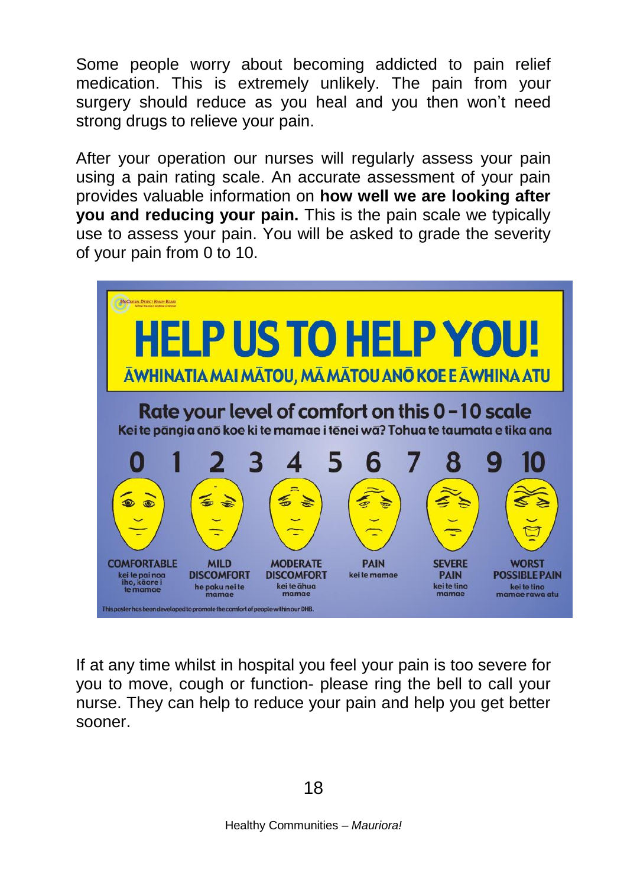Some people worry about becoming addicted to pain relief medication. This is extremely unlikely. The pain from your surgery should reduce as you heal and you then won't need strong drugs to relieve your pain.

After your operation our nurses will regularly assess your pain using a pain rating scale. An accurate assessment of your pain provides valuable information on **how well we are looking after you and reducing your pain.** This is the pain scale we typically use to assess your pain. You will be asked to grade the severity of your pain from 0 to 10.

MidCentral District Health Board

# HELP US TO HELP YOU!

ĀWHINATIA MAI MĀTOU, MĀ MĀTOU ANŌ KOE E ĀWHINA ATU

**Rate your level of comfort on this 0 - 10 scale**

Kei te pāngia anō koe ki te mamae i tēnei wā? Tohua te taumata e tika ana

| 0 | 1 | 2 | 3 | 4 | 5 | 6 | 7 | 8 | 9 | 10 |
|---|---|---|---|---|---|---|---|---|---|---|
| COMFORTABLE<br>kei te pai noa iho, kāore i te mamae | | MILD DISCOMFORT<br>he paku nei te mamae | | MODERATE DISCOMFORT<br>kei te āhua mamae | | PAIN<br>kei te mamae | | SEVERE PAIN<br>kei te tino mamae | | WORST POSSIBLE PAIN<br>kei te tino mamae rawa atu |

This poster has been developed to promote the comfort of people within our DHB.

If at any time whilst in hospital you feel your pain is too severe for you to move, cough or function- please ring the bell to call your nurse. They can help to reduce your pain and help you get better sooner.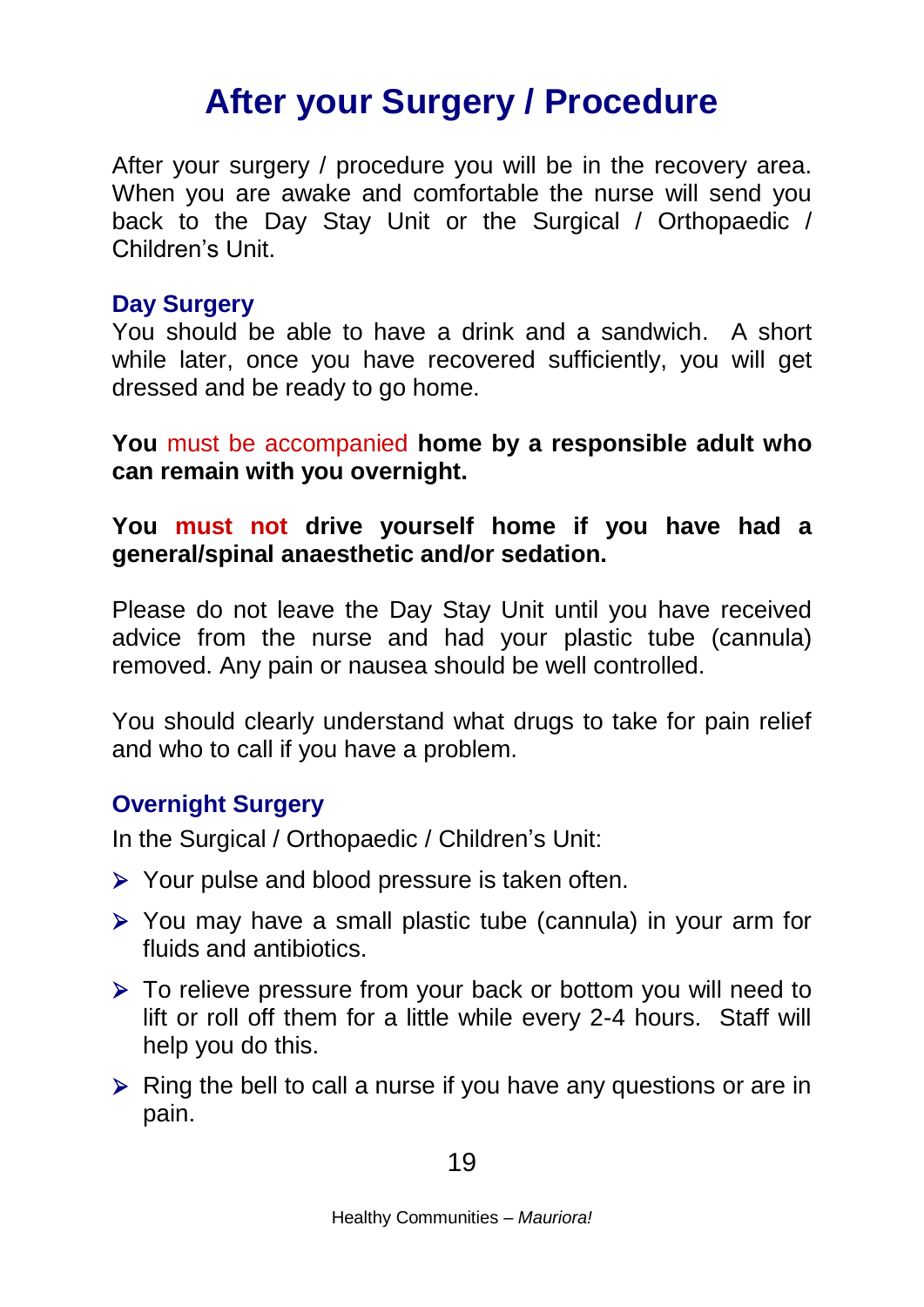# After your Surgery / Procedure

After your surgery / procedure you will be in the recovery area. When you are awake and comfortable the nurse will send you back to the Day Stay Unit or the Surgical / Orthopaedic / Children's Unit.

### Day Surgery

You should be able to have a drink and a sandwich. A short while later, once you have recovered sufficiently, you will get dressed and be ready to go home.

**You** must be accompanied **home by a responsible adult who can remain with you overnight.**

**You must not drive yourself home if you have had a general/spinal anaesthetic and/or sedation.**

Please do not leave the Day Stay Unit until you have received advice from the nurse and had your plastic tube (cannula) removed. Any pain or nausea should be well controlled.

You should clearly understand what drugs to take for pain relief and who to call if you have a problem.

### Overnight Surgery

In the Surgical / Orthopaedic / Children's Unit:

- Your pulse and blood pressure is taken often.
- You may have a small plastic tube (cannula) in your arm for fluids and antibiotics.
- To relieve pressure from your back or bottom you will need to lift or roll off them for a little while every 2-4 hours. Staff will help you do this.
- Ring the bell to call a nurse if you have any questions or are in pain.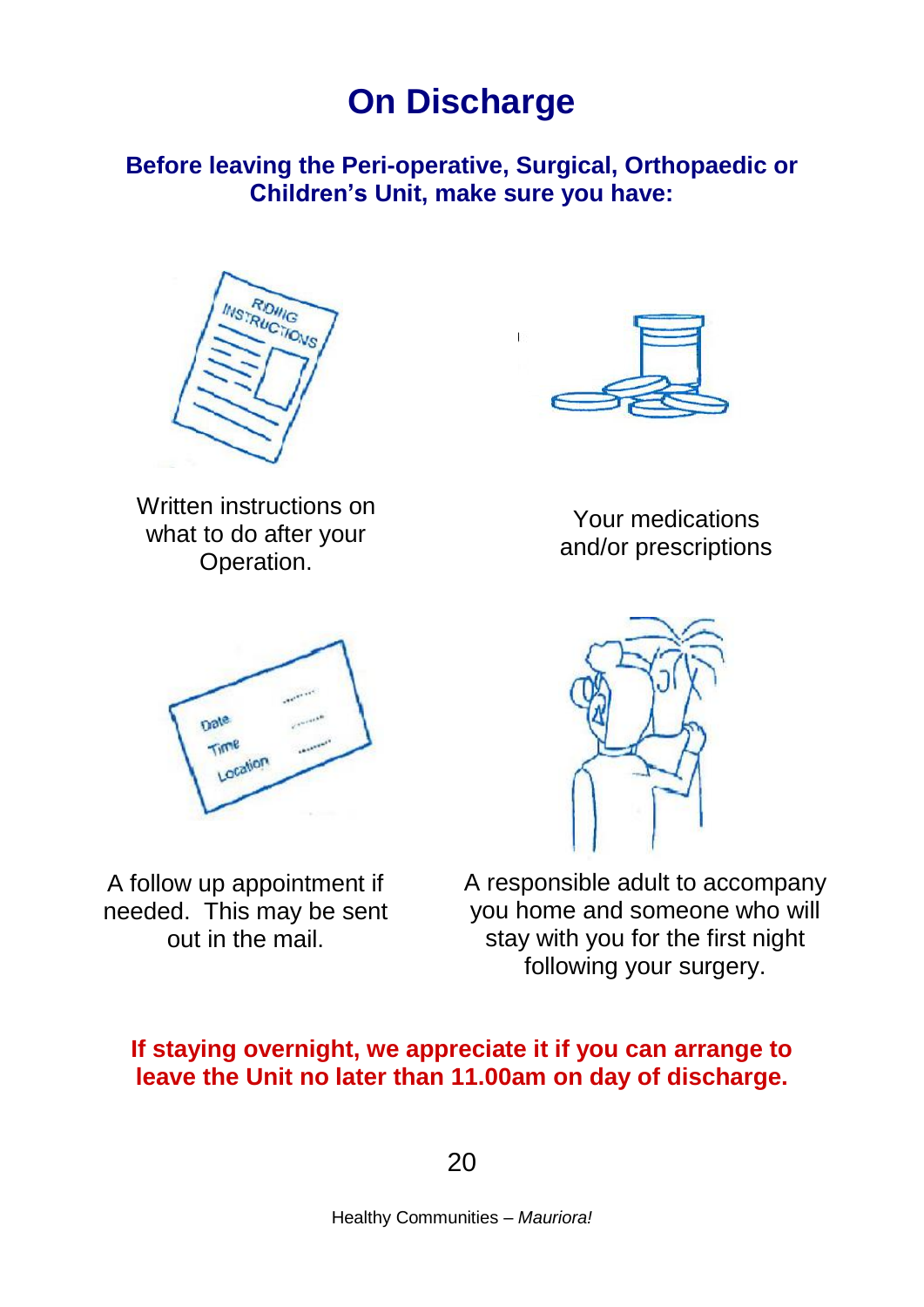# On Discharge

**Before leaving the Peri-operative, Surgical, Orthopaedic or Children's Unit, make sure you have:**

Written instructions on what to do after your Operation.

Your medications and/or prescriptions

A follow up appointment if needed. This may be sent out in the mail.

A responsible adult to accompany you home and someone who will stay with you for the first night following your surgery.

**If staying overnight, we appreciate it if you can arrange to leave the Unit no later than 11.00am on day of discharge.**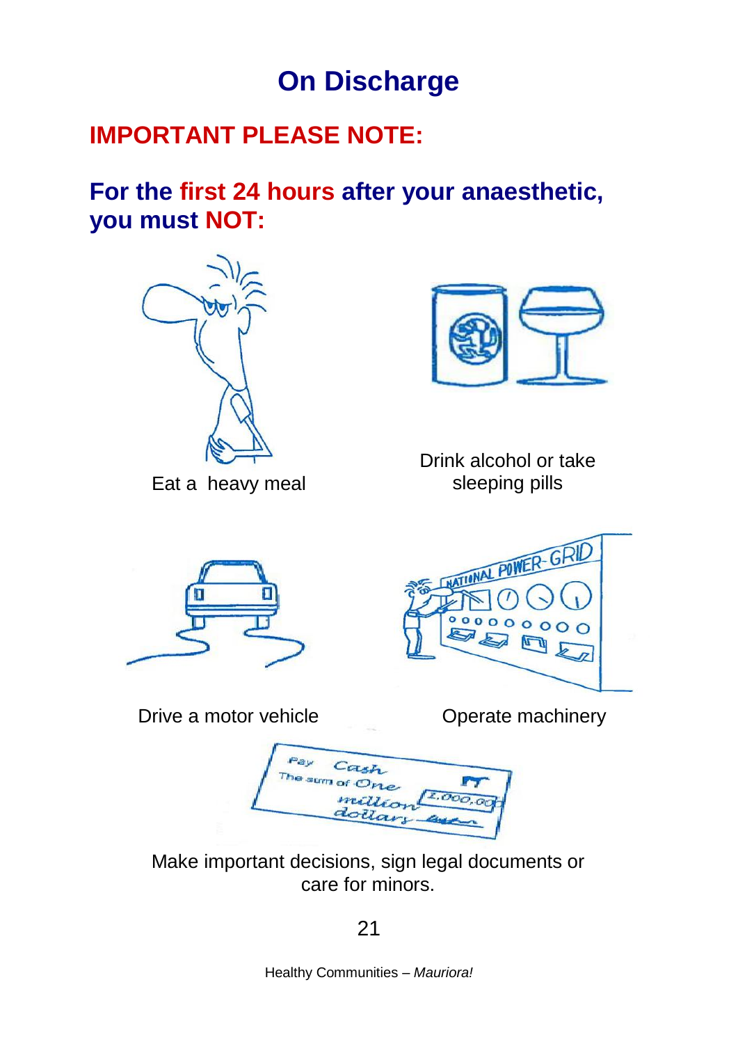# On Discharge

## IMPORTANT PLEASE NOTE:

## For the first 24 hours after your anaesthetic, you must NOT:

Eat a heavy meal

Drink alcohol or take sleeping pills

Drive a motor vehicle

Operate machinery

Make important decisions, sign legal documents or care for minors.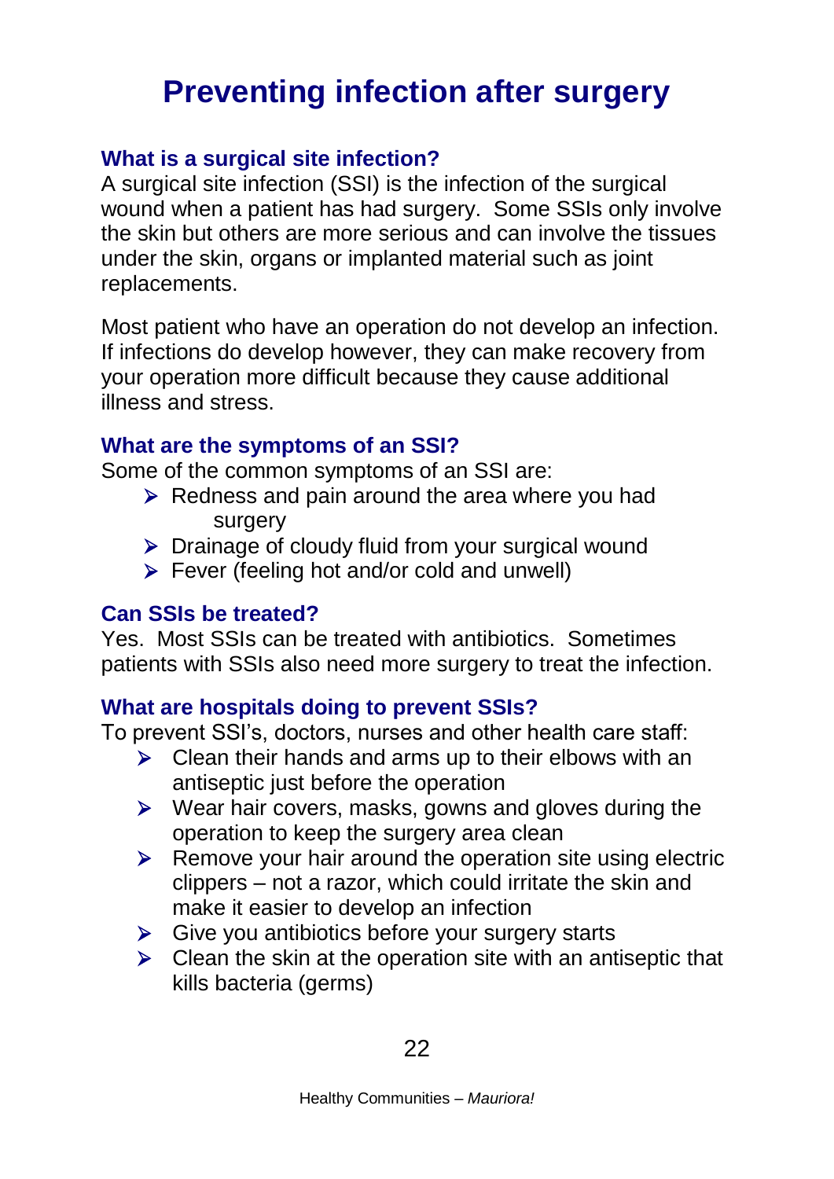# Preventing infection after surgery

## What is a surgical site infection?

A surgical site infection (SSI) is the infection of the surgical wound when a patient has had surgery. Some SSIs only involve the skin but others are more serious and can involve the tissues under the skin, organs or implanted material such as joint replacements.

Most patient who have an operation do not develop an infection. If infections do develop however, they can make recovery from your operation more difficult because they cause additional illness and stress.

## What are the symptoms of an SSI?

Some of the common symptoms of an SSI are:

- Redness and pain around the area where you had surgery
- Drainage of cloudy fluid from your surgical wound
- Fever (feeling hot and/or cold and unwell)

## Can SSIs be treated?

Yes. Most SSIs can be treated with antibiotics. Sometimes patients with SSIs also need more surgery to treat the infection.

## What are hospitals doing to prevent SSIs?

To prevent SSI's, doctors, nurses and other health care staff:

- Clean their hands and arms up to their elbows with an antiseptic just before the operation
- Wear hair covers, masks, gowns and gloves during the operation to keep the surgery area clean
- Remove your hair around the operation site using electric clippers – not a razor, which could irritate the skin and make it easier to develop an infection
- Give you antibiotics before your surgery starts
- Clean the skin at the operation site with an antiseptic that kills bacteria (germs)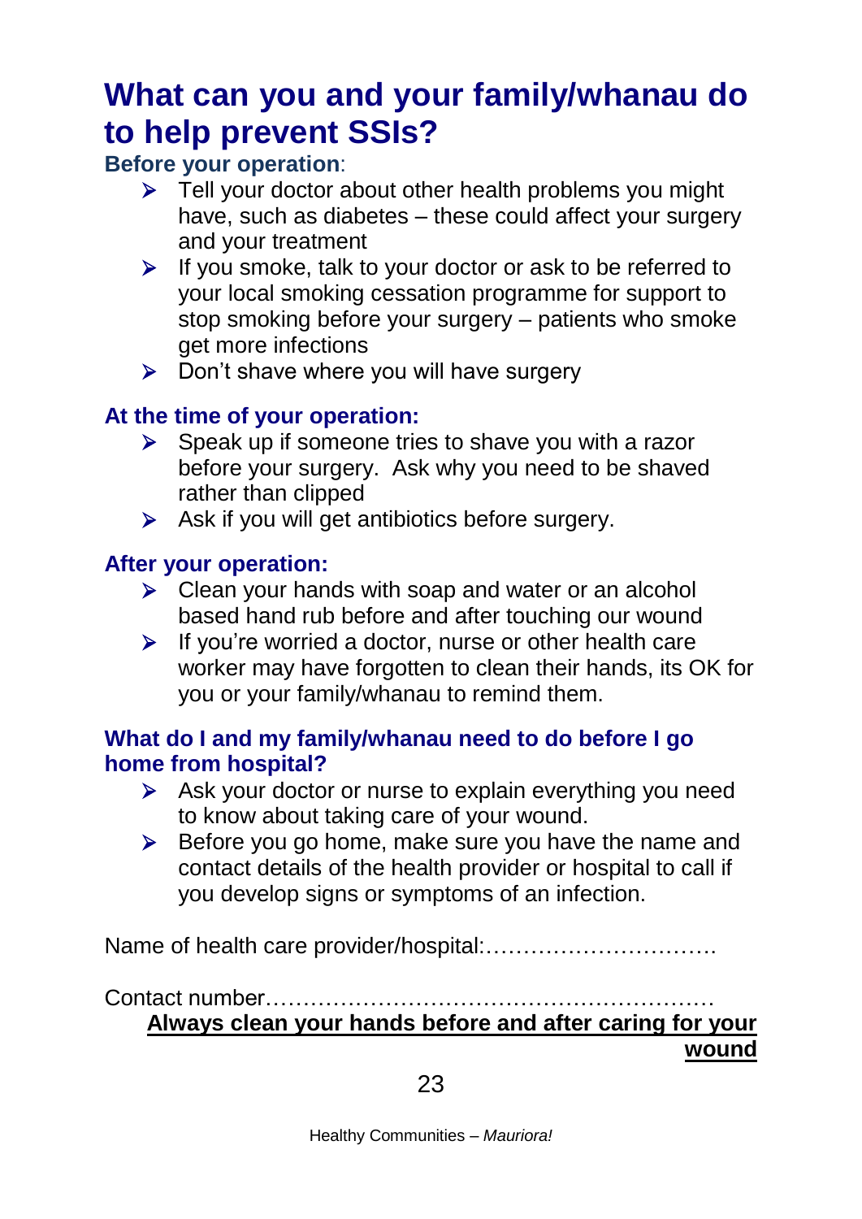# What can you and your family/whanau do to help prevent SSIs?

**Before your operation**:

- Tell your doctor about other health problems you might have, such as diabetes – these could affect your surgery and your treatment
- If you smoke, talk to your doctor or ask to be referred to your local smoking cessation programme for support to stop smoking before your surgery – patients who smoke get more infections
- Don't shave where you will have surgery

**At the time of your operation:**

- Speak up if someone tries to shave you with a razor before your surgery. Ask why you need to be shaved rather than clipped
- Ask if you will get antibiotics before surgery.

**After your operation:**

- Clean your hands with soap and water or an alcohol based hand rub before and after touching our wound
- If you're worried a doctor, nurse or other health care worker may have forgotten to clean their hands, its OK for you or your family/whanau to remind them.

**What do I and my family/whanau need to do before I go home from hospital?**

- Ask your doctor or nurse to explain everything you need to know about taking care of your wound.
- Before you go home, make sure you have the name and contact details of the health provider or hospital to call if you develop signs or symptoms of an infection.

Name of health care provider/hospital:………………………….

Contact number……………………………………………………

**Always clean your hands before and after caring for your wound**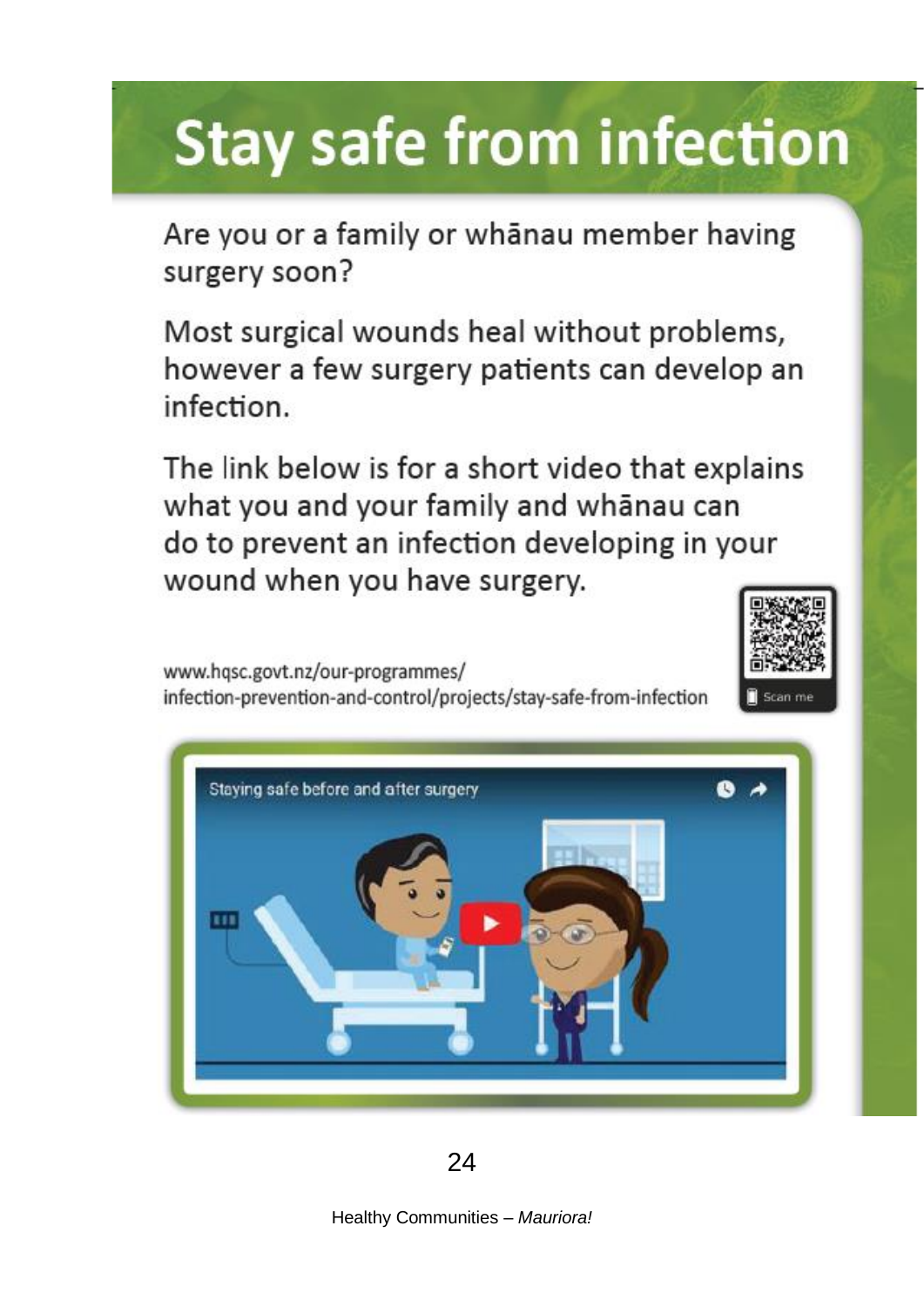# Stay safe from infection

Are you or a family or whānau member having surgery soon?

Most surgical wounds heal without problems, however a few surgery patients can develop an infection.

The link below is for a short video that explains what you and your family and whānau can do to prevent an infection developing in your wound when you have surgery.

www.hqsc.govt.nz/our-programmes/infection-prevention-and-control/projects/stay-safe-from-infection

Scan me

Staying safe before and after surgery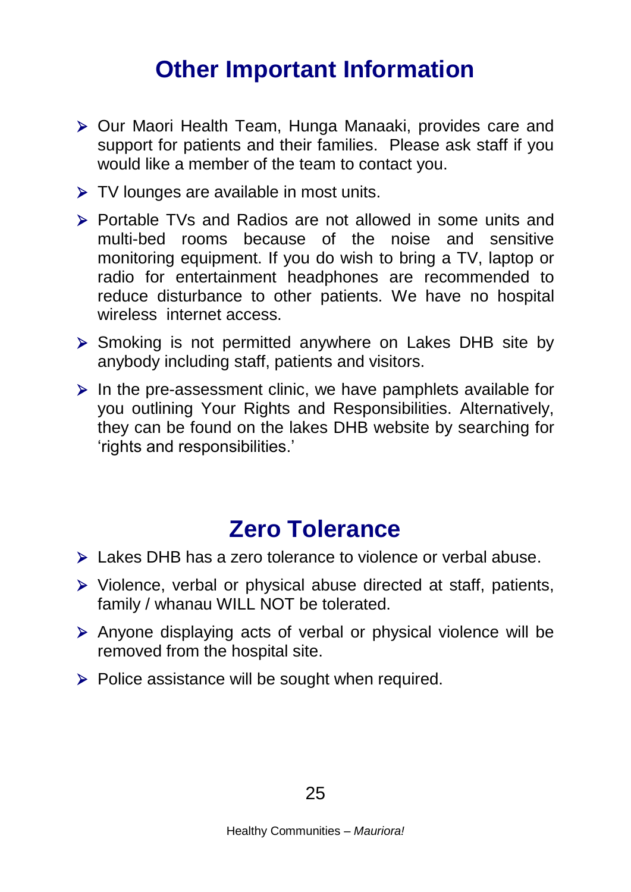## Other Important Information

- Our Maori Health Team, Hunga Manaaki, provides care and support for patients and their families. Please ask staff if you would like a member of the team to contact you.
- TV lounges are available in most units.
- Portable TVs and Radios are not allowed in some units and multi-bed rooms because of the noise and sensitive monitoring equipment. If you do wish to bring a TV, laptop or radio for entertainment headphones are recommended to reduce disturbance to other patients. We have no hospital wireless internet access.
- Smoking is not permitted anywhere on Lakes DHB site by anybody including staff, patients and visitors.
- In the pre-assessment clinic, we have pamphlets available for you outlining Your Rights and Responsibilities. Alternatively, they can be found on the lakes DHB website by searching for 'rights and responsibilities.'

## Zero Tolerance

- Lakes DHB has a zero tolerance to violence or verbal abuse.
- Violence, verbal or physical abuse directed at staff, patients, family / whanau WILL NOT be tolerated.
- Anyone displaying acts of verbal or physical violence will be removed from the hospital site.
- Police assistance will be sought when required.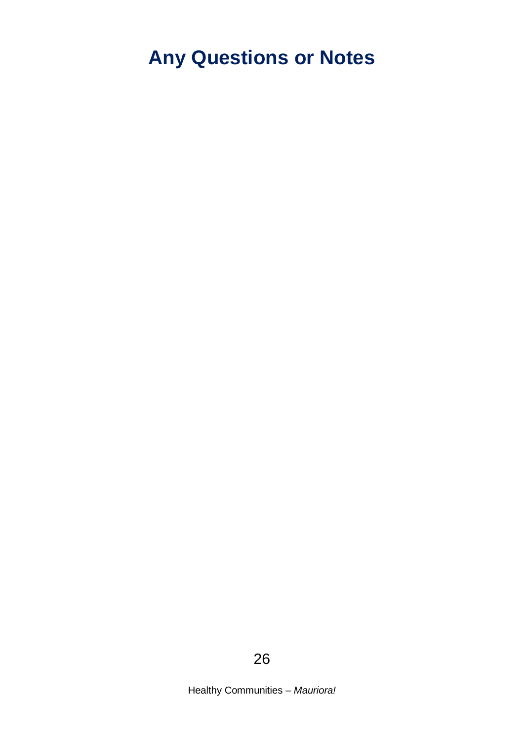# Any Questions or Notes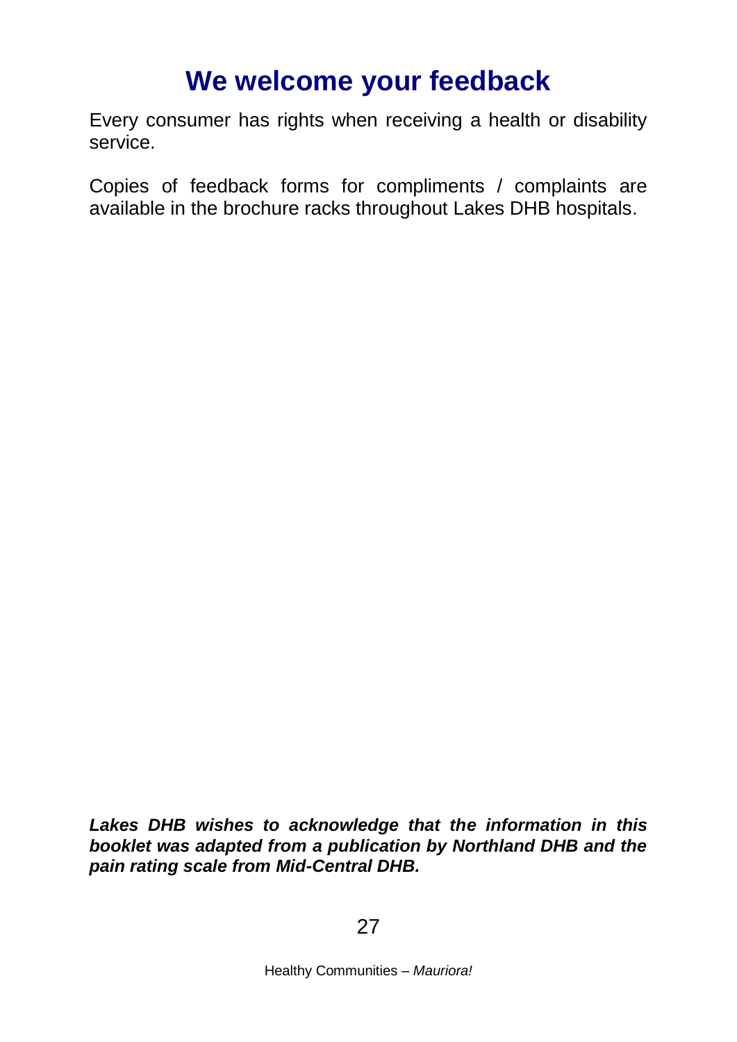# We welcome your feedback

Every consumer has rights when receiving a health or disability service.

Copies of feedback forms for compliments / complaints are available in the brochure racks throughout Lakes DHB hospitals.

***Lakes DHB wishes to acknowledge that the information in this booklet was adapted from a publication by Northland DHB and the pain rating scale from Mid-Central DHB.***